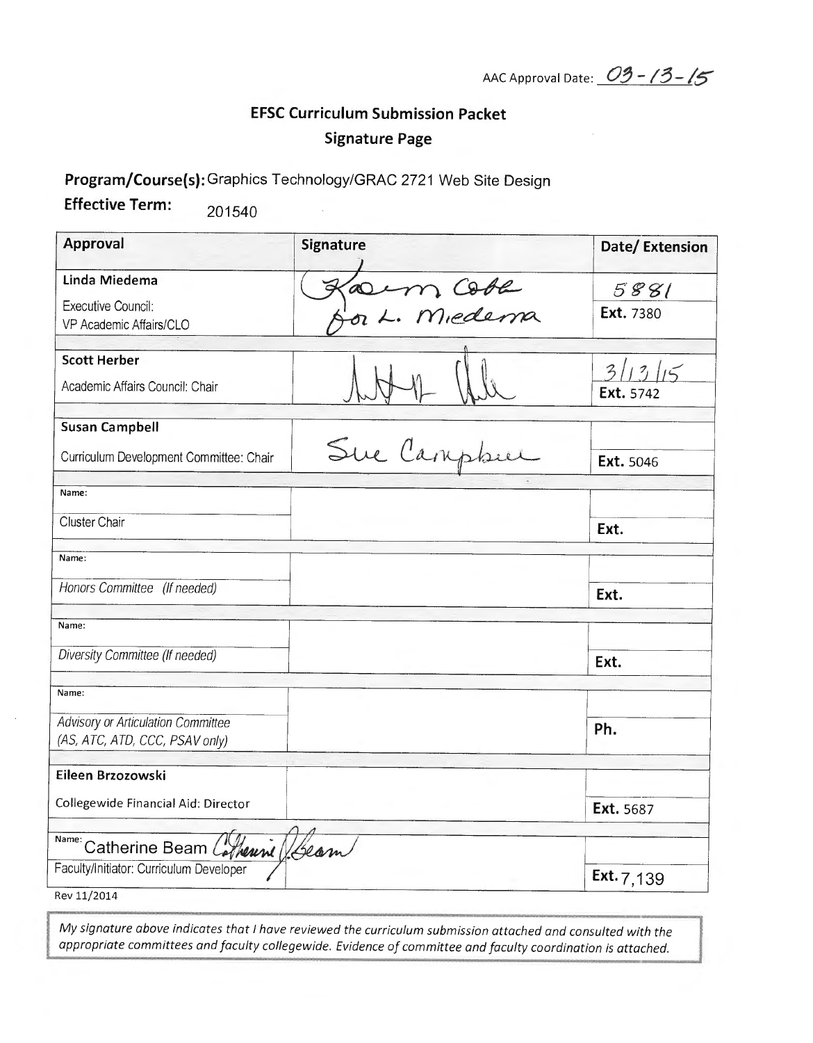AAC Approval Date: 03-13-15

## EFSC Curriculum Submission Packet

## Signature Page

**Program/Course(s):** Graphics Technology/GRAC 2721 Web Site Design

**Effective Term:** 201540

| Approval | Signature | Date/ Extension |
|---|---|---|
| **Linda Miedema**<br>Executive Council: VP Academic Affairs/CLO | Karen Cobb for L. Miedema | 5881<br>**Ext.** 7380 |
| **Scott Herber**<br>Academic Affairs Council: Chair | [signature] | 3/13/15<br>**Ext.** 5742 |
| **Susan Campbell**<br>Curriculum Development Committee: Chair | Sue Campbell | **Ext.** 5046 |
| Name:<br>Cluster Chair | | **Ext.** |
| Name:<br>*Honors Committee (If needed)* | | **Ext.** |
| Name:<br>*Diversity Committee (If needed)* | | **Ext.** |
| Name:<br>*Advisory or Articulation Committee (AS, ATC, ATD, CCC, PSAV only)* | | **Ph.** |
| **Eileen Brzozowski**<br>Collegewide Financial Aid: Director | | **Ext.** 5687 |
| Name: Catherine Beam<br>Faculty/Initiator: Curriculum Developer | Catherine Beam | **Ext.** 7,139 |

Rev 11/2014

*My signature above indicates that I have reviewed the curriculum submission attached and consulted with the appropriate committees and faculty collegewide. Evidence of committee and faculty coordination is attached.*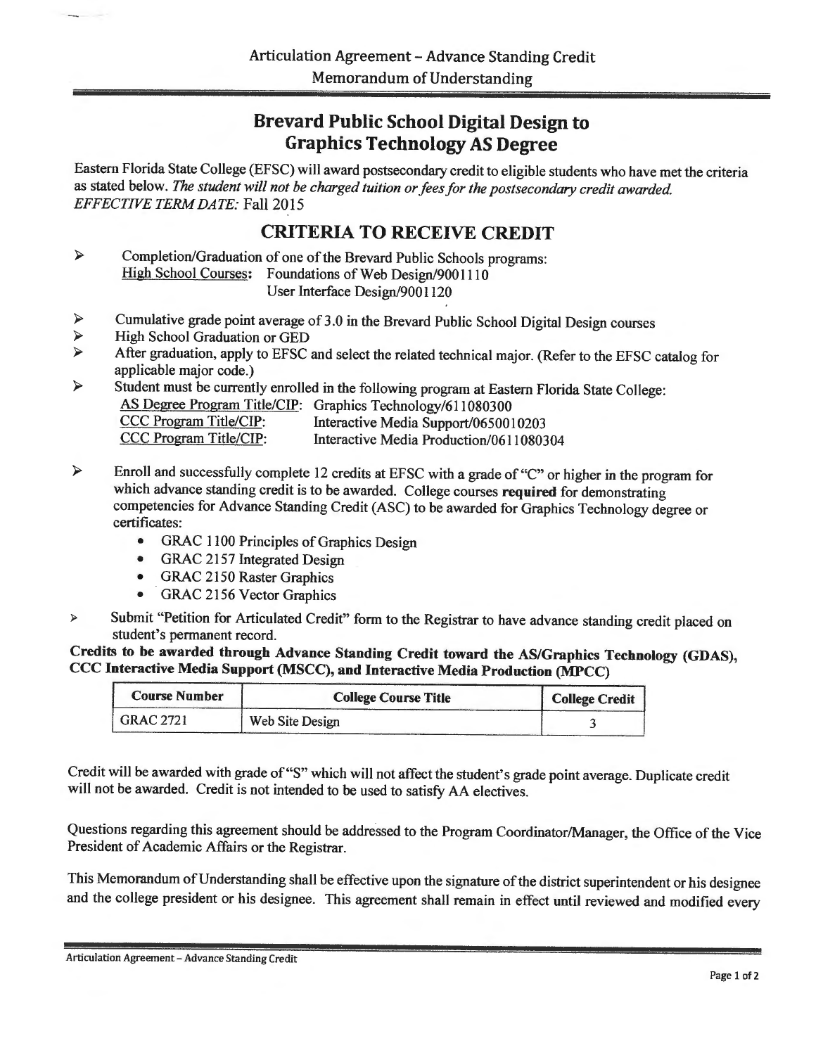Articulation Agreement – Advance Standing Credit

Memorandum of Understanding

## Brevard Public School Digital Design to Graphics Technology AS Degree

Eastern Florida State College (EFSC) will award postsecondary credit to eligible students who have met the criteria as stated below. *The student will not be charged tuition or fees for the postsecondary credit awarded. EFFECTIVE TERM DATE:* Fall 2015

### CRITERIA TO RECEIVE CREDIT

- Completion/Graduation of one of the Brevard Public Schools programs:
  <u>High School Courses</u>**:** Foundations of Web Design/9001110
  User Interface Design/9001120
- Cumulative grade point average of 3.0 in the Brevard Public School Digital Design courses
- High School Graduation or GED
- After graduation, apply to EFSC and select the related technical major. (Refer to the EFSC catalog for applicable major code.)
- Student must be currently enrolled in the following program at Eastern Florida State College:
  <u>AS Degree Program Title/CIP</u>: Graphics Technology/611080300
  <u>CCC Program Title/CIP</u>: Interactive Media Support/0650010203
  <u>CCC Program Title/CIP</u>: Interactive Media Production/0611080304
- Enroll and successfully complete 12 credits at EFSC with a grade of "C" or higher in the program for which advance standing credit is to be awarded. College courses **required** for demonstrating competencies for Advance Standing Credit (ASC) to be awarded for Graphics Technology degree or certificates:
  - GRAC 1100 Principles of Graphics Design
  - GRAC 2157 Integrated Design
  - GRAC 2150 Raster Graphics
  - GRAC 2156 Vector Graphics
- Submit "Petition for Articulated Credit" form to the Registrar to have advance standing credit placed on student's permanent record.

**Credits to be awarded through Advance Standing Credit toward the AS/Graphics Technology (GDAS), CCC Interactive Media Support (MSCC), and Interactive Media Production (MPCC)**

| Course Number | College Course Title | College Credit |
|---|---|---|
| GRAC 2721 | Web Site Design | 3 |

Credit will be awarded with grade of "S" which will not affect the student's grade point average. Duplicate credit will not be awarded. Credit is not intended to be used to satisfy AA electives.

Questions regarding this agreement should be addressed to the Program Coordinator/Manager, the Office of the Vice President of Academic Affairs or the Registrar.

This Memorandum of Understanding shall be effective upon the signature of the district superintendent or his designee and the college president or his designee. This agreement shall remain in effect until reviewed and modified every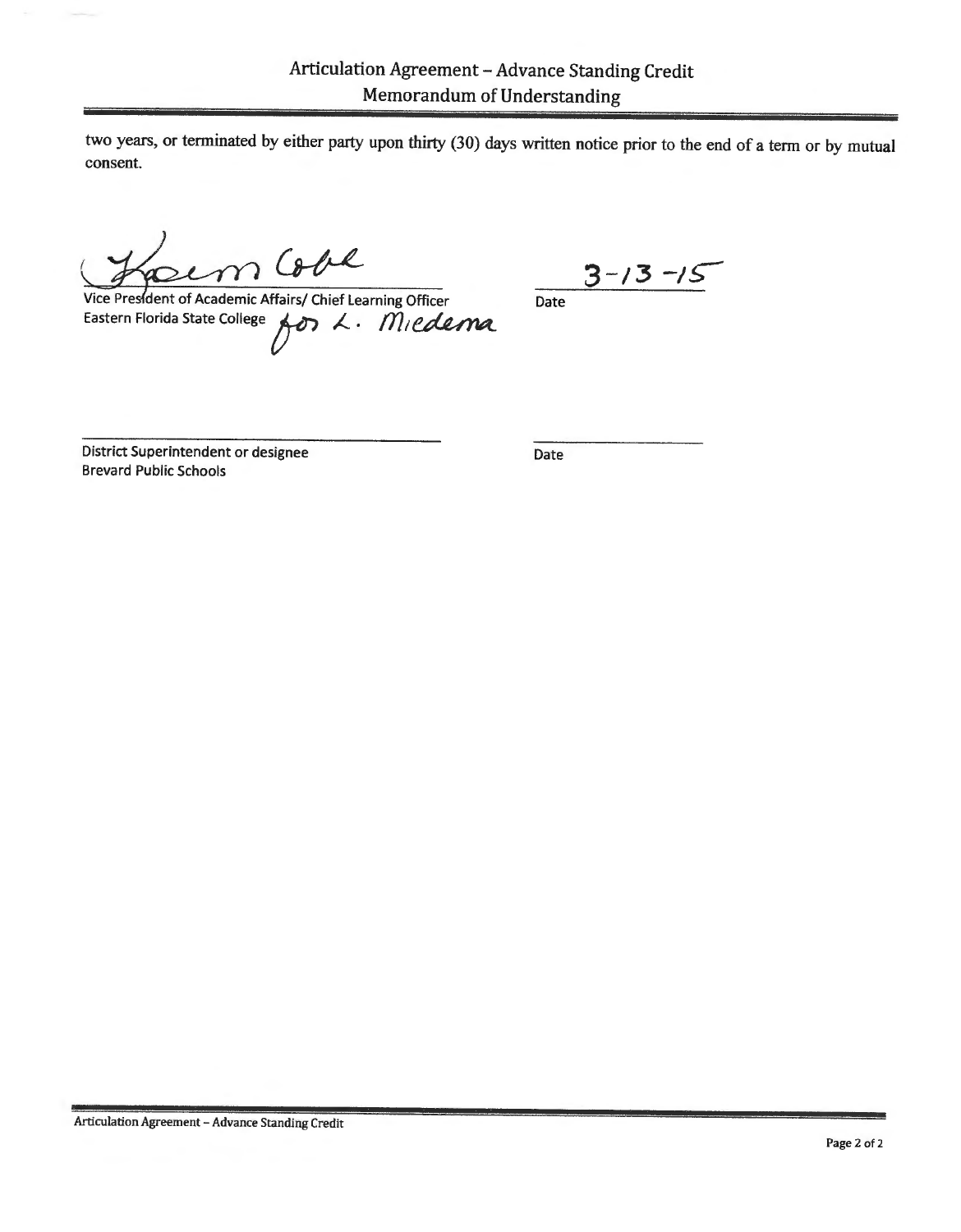two years, or terminated by either party upon thirty (30) days written notice prior to the end of a term or by mutual consent.

Karen Cobb

Vice President of Academic Affairs/ Chief Learning Officer
Eastern Florida State College for L. Miedema

3-13-15

Date

District Superintendent or designee
Brevard Public Schools

Date